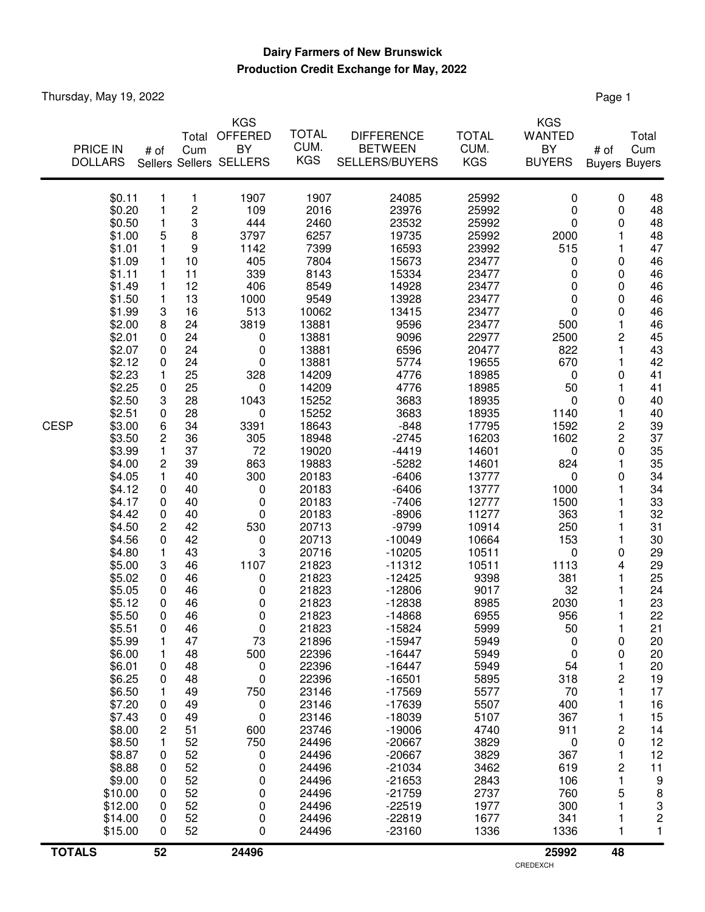**Dairy Farmers of New Brunswick**

**Production Credit Exchange for May, 2022**

Thursday, May 19, 2022

| | PRICE IN DOLLARS | # of Sellers | Total Cum Sellers | KGS OFFERED BY SELLERS | TOTAL CUM. KGS | DIFFERENCE BETWEEN SELLERS/BUYERS | TOTAL CUM. KGS | KGS WANTED BY BUYERS | # of Buyers | Total Cum Buyers |
|---|---|---|---|---|---|---|---|---|---|---|
| | $0.11 | 1 | 1 | 1907 | 1907 | 24085 | 25992 | 0 | 0 | 48 |
| | $0.20 | 1 | 2 | 109 | 2016 | 23976 | 25992 | 0 | 0 | 48 |
| | $0.50 | 1 | 3 | 444 | 2460 | 23532 | 25992 | 0 | 0 | 48 |
| | $1.00 | 5 | 8 | 3797 | 6257 | 19735 | 25992 | 2000 | 1 | 48 |
| | $1.01 | 1 | 9 | 1142 | 7399 | 16593 | 23992 | 515 | 1 | 47 |
| | $1.09 | 1 | 10 | 405 | 7804 | 15673 | 23477 | 0 | 0 | 46 |
| | $1.11 | 1 | 11 | 339 | 8143 | 15334 | 23477 | 0 | 0 | 46 |
| | $1.49 | 1 | 12 | 406 | 8549 | 14928 | 23477 | 0 | 0 | 46 |
| | $1.50 | 1 | 13 | 1000 | 9549 | 13928 | 23477 | 0 | 0 | 46 |
| | $1.99 | 3 | 16 | 513 | 10062 | 13415 | 23477 | 0 | 0 | 46 |
| | $2.00 | 8 | 24 | 3819 | 13881 | 9596 | 23477 | 500 | 1 | 46 |
| | $2.01 | 0 | 24 | 0 | 13881 | 9096 | 22977 | 2500 | 2 | 45 |
| | $2.07 | 0 | 24 | 0 | 13881 | 6596 | 20477 | 822 | 1 | 43 |
| | $2.12 | 0 | 24 | 0 | 13881 | 5774 | 19655 | 670 | 1 | 42 |
| | $2.23 | 1 | 25 | 328 | 14209 | 4776 | 18985 | 0 | 0 | 41 |
| | $2.25 | 0 | 25 | 0 | 14209 | 4776 | 18985 | 50 | 1 | 41 |
| | $2.50 | 3 | 28 | 1043 | 15252 | 3683 | 18935 | 0 | 0 | 40 |
| | $2.51 | 0 | 28 | 0 | 15252 | 3683 | 18935 | 1140 | 1 | 40 |
| CESP | $3.00 | 6 | 34 | 3391 | 18643 | -848 | 17795 | 1592 | 2 | 39 |
| | $3.50 | 2 | 36 | 305 | 18948 | -2745 | 16203 | 1602 | 2 | 37 |
| | $3.99 | 1 | 37 | 72 | 19020 | -4419 | 14601 | 0 | 0 | 35 |
| | $4.00 | 2 | 39 | 863 | 19883 | -5282 | 14601 | 824 | 1 | 35 |
| | $4.05 | 1 | 40 | 300 | 20183 | -6406 | 13777 | 0 | 0 | 34 |
| | $4.12 | 0 | 40 | 0 | 20183 | -6406 | 13777 | 1000 | 1 | 34 |
| | $4.17 | 0 | 40 | 0 | 20183 | -7406 | 12777 | 1500 | 1 | 33 |
| | $4.42 | 0 | 40 | 0 | 20183 | -8906 | 11277 | 363 | 1 | 32 |
| | $4.50 | 2 | 42 | 530 | 20713 | -9799 | 10914 | 250 | 1 | 31 |
| | $4.56 | 0 | 42 | 0 | 20713 | -10049 | 10664 | 153 | 1 | 30 |
| | $4.80 | 1 | 43 | 3 | 20716 | -10205 | 10511 | 0 | 0 | 29 |
| | $5.00 | 3 | 46 | 1107 | 21823 | -11312 | 10511 | 1113 | 4 | 29 |
| | $5.02 | 0 | 46 | 0 | 21823 | -12425 | 9398 | 381 | 1 | 25 |
| | $5.05 | 0 | 46 | 0 | 21823 | -12806 | 9017 | 32 | 1 | 24 |
| | $5.12 | 0 | 46 | 0 | 21823 | -12838 | 8985 | 2030 | 1 | 23 |
| | $5.50 | 0 | 46 | 0 | 21823 | -14868 | 6955 | 956 | 1 | 22 |
| | $5.51 | 0 | 46 | 0 | 21823 | -15824 | 5999 | 50 | 1 | 21 |
| | $5.99 | 1 | 47 | 73 | 21896 | -15947 | 5949 | 0 | 0 | 20 |
| | $6.00 | 1 | 48 | 500 | 22396 | -16447 | 5949 | 0 | 0 | 20 |
| | $6.01 | 0 | 48 | 0 | 22396 | -16447 | 5949 | 54 | 1 | 20 |
| | $6.25 | 0 | 48 | 0 | 22396 | -16501 | 5895 | 318 | 2 | 19 |
| | $6.50 | 1 | 49 | 750 | 23146 | -17569 | 5577 | 70 | 1 | 17 |
| | $7.20 | 0 | 49 | 0 | 23146 | -17639 | 5507 | 400 | 1 | 16 |
| | $7.43 | 0 | 49 | 0 | 23146 | -18039 | 5107 | 367 | 1 | 15 |
| | $8.00 | 2 | 51 | 600 | 23746 | -19006 | 4740 | 911 | 2 | 14 |
| | $8.50 | 1 | 52 | 750 | 24496 | -20667 | 3829 | 0 | 0 | 12 |
| | $8.87 | 0 | 52 | 0 | 24496 | -20667 | 3829 | 367 | 1 | 12 |
| | $8.88 | 0 | 52 | 0 | 24496 | -21034 | 3462 | 619 | 2 | 11 |
| | $9.00 | 0 | 52 | 0 | 24496 | -21653 | 2843 | 106 | 1 | 9 |
| | $10.00 | 0 | 52 | 0 | 24496 | -21759 | 2737 | 760 | 5 | 8 |
| | $12.00 | 0 | 52 | 0 | 24496 | -22519 | 1977 | 300 | 1 | 3 |
| | $14.00 | 0 | 52 | 0 | 24496 | -22819 | 1677 | 341 | 1 | 2 |
| | $15.00 | 0 | 52 | 0 | 24496 | -23160 | 1336 | 1336 | 1 | 1 |
| **TOTALS** | | **52** | | **24496** | | | | **25992** | **48** | |

CREDEXCH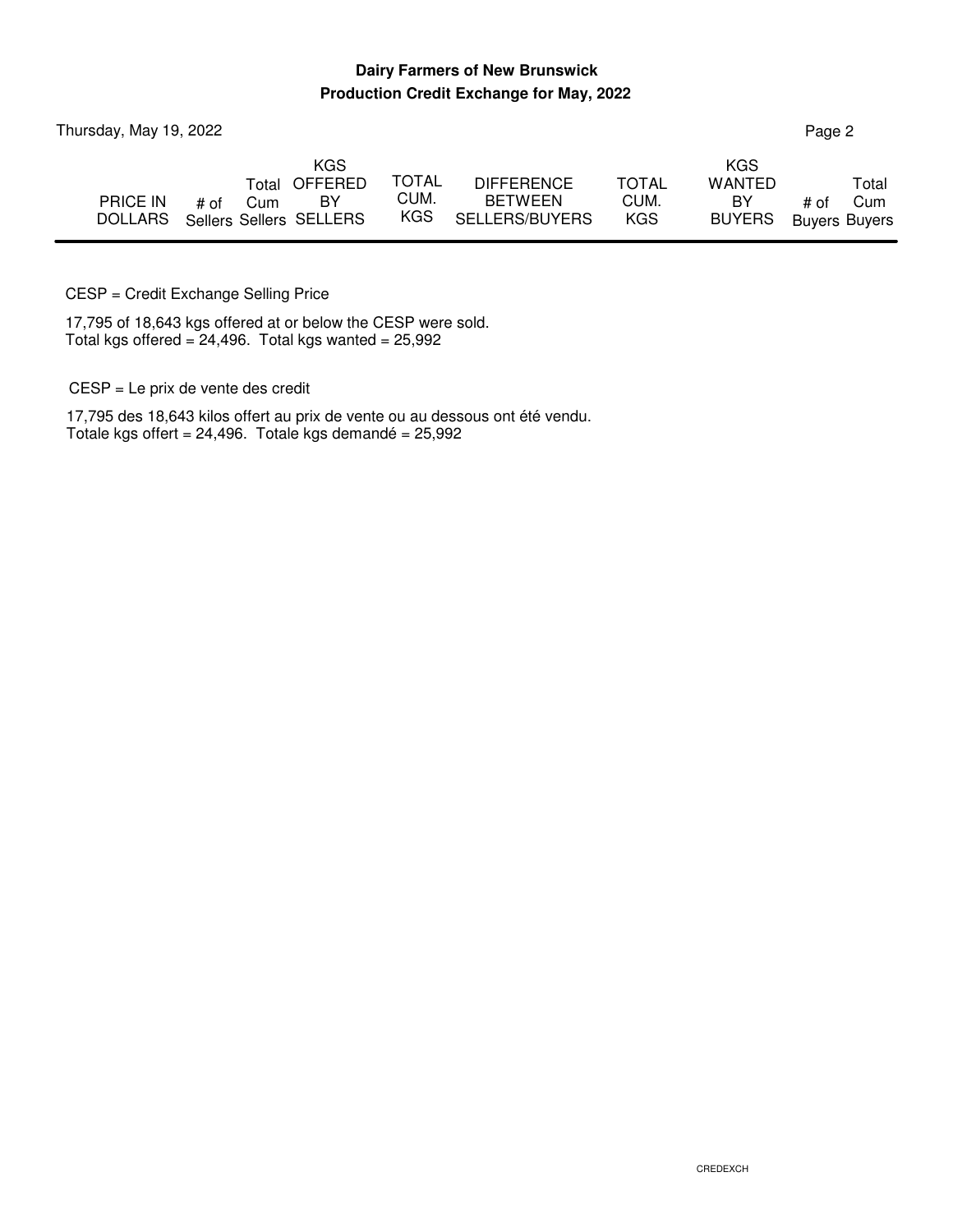**Dairy Farmers of New Brunswick**
**Production Credit Exchange for May, 2022**

Thursday, May 19, 2022

| PRICE IN DOLLARS | # of Sellers | Total Cum Sellers | KGS OFFERED BY SELLERS | TOTAL CUM. KGS | DIFFERENCE BETWEEN SELLERS/BUYERS | TOTAL CUM. KGS | KGS WANTED BY BUYERS | # of Buyers | Total Cum Buyers |
|---|---|---|---|---|---|---|---|---|---|

CESP = Credit Exchange Selling Price

17,795 of 18,643 kgs offered at or below the CESP were sold.
Total kgs offered = 24,496. Total kgs wanted = 25,992

CESP = Le prix de vente des credit

17,795 des 18,643 kilos offert au prix de vente ou au dessous ont été vendu.
Totale kgs offert = 24,496. Totale kgs demandé = 25,992

CREDEXCH